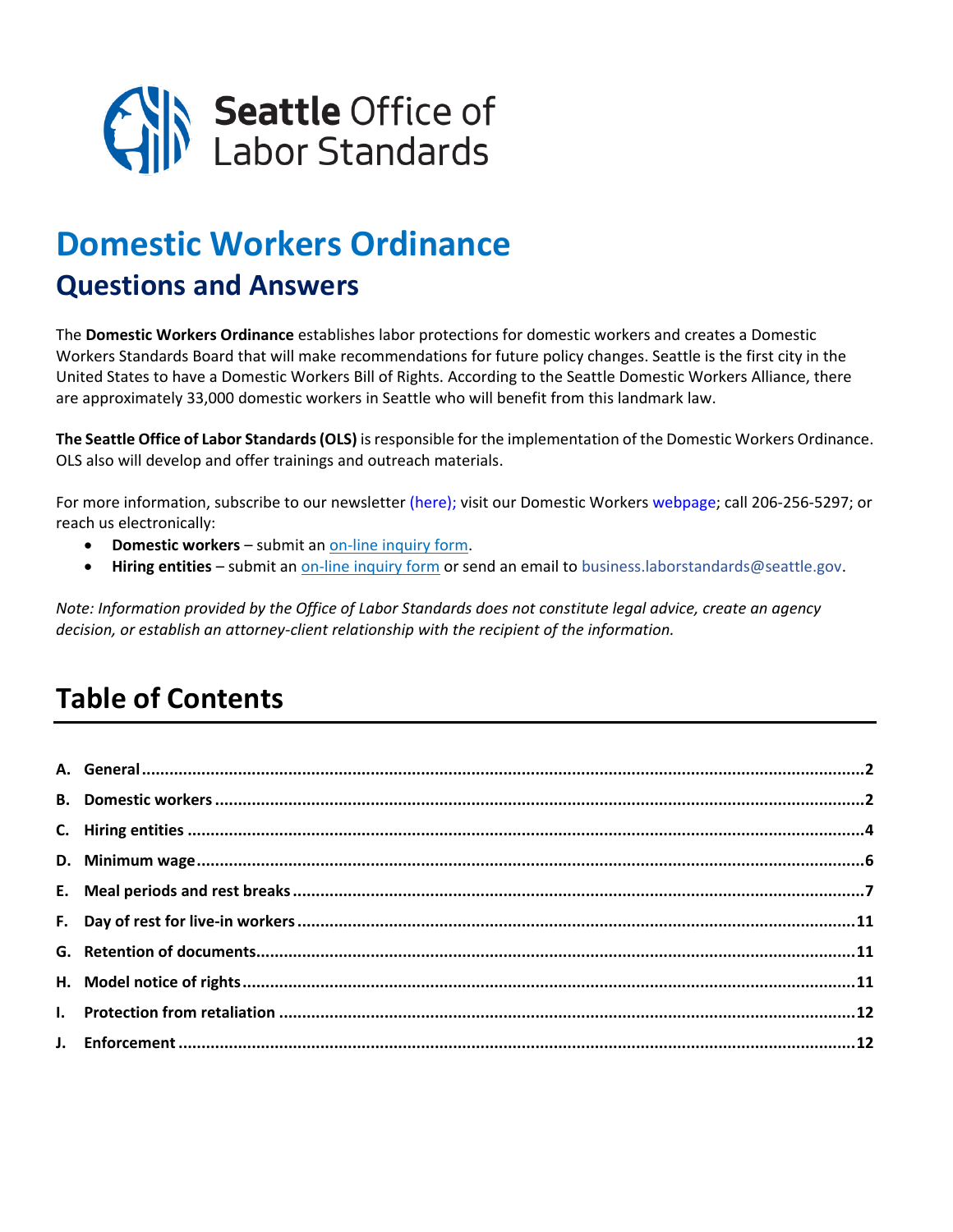Seattle Office of Labor Standards

# Domestic Workers Ordinance

## Questions and Answers

The **Domestic Workers Ordinance** establishes labor protections for domestic workers and creates a Domestic Workers Standards Board that will make recommendations for future policy changes. Seattle is the first city in the United States to have a Domestic Workers Bill of Rights. According to the Seattle Domestic Workers Alliance, there are approximately 33,000 domestic workers in Seattle who will benefit from this landmark law.

**The Seattle Office of Labor Standards (OLS)** is responsible for the implementation of the Domestic Workers Ordinance. OLS also will develop and offer trainings and outreach materials.

For more information, subscribe to our newsletter (here); visit our Domestic Workers webpage; call 206-256-5297; or reach us electronically:

- **Domestic workers** – submit an on-line inquiry form.
- **Hiring entities** – submit an on-line inquiry form or send an email to business.laborstandards@seattle.gov.

*Note: Information provided by the Office of Labor Standards does not constitute legal advice, create an agency decision, or establish an attorney-client relationship with the recipient of the information.*

## Table of Contents

**A. General** .......... 2
**B. Domestic workers** .......... 2
**C. Hiring entities** .......... 4
**D. Minimum wage** .......... 6
**E. Meal periods and rest breaks** .......... 7
**F. Day of rest for live-in workers** .......... 11
**G. Retention of documents** .......... 11
**H. Model notice of rights** .......... 11
**I. Protection from retaliation** .......... 12
**J. Enforcement** .......... 12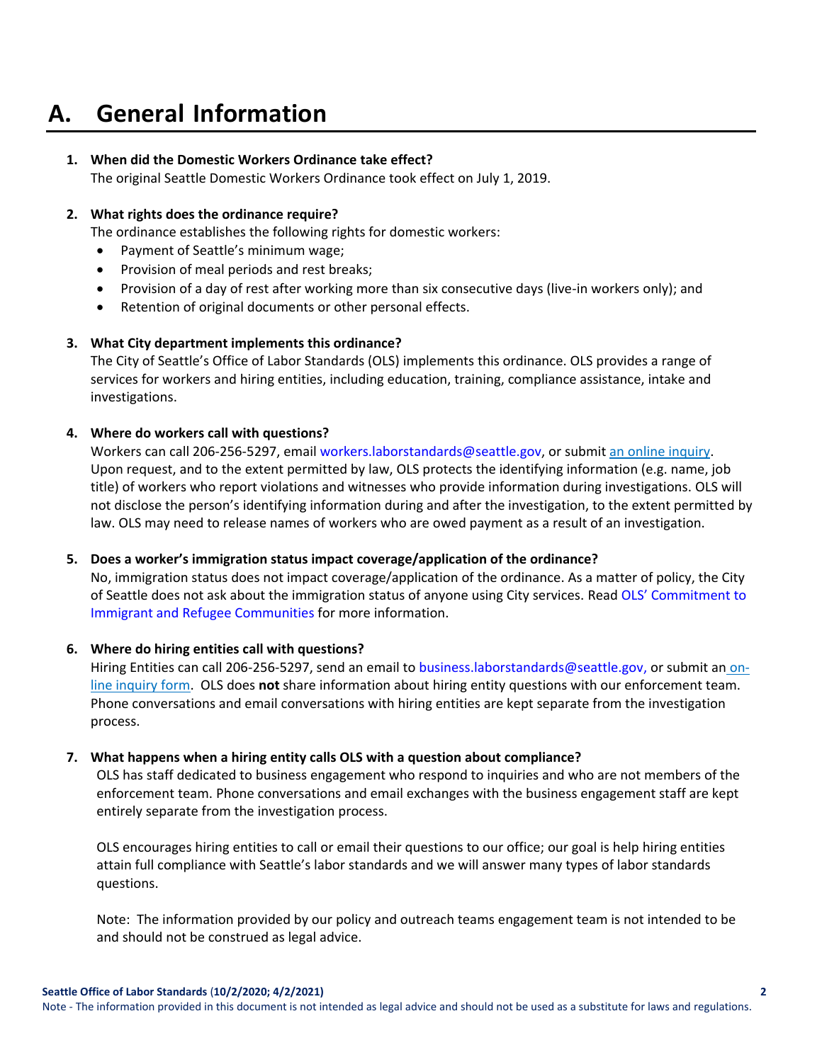# A. General Information

1. **When did the Domestic Workers Ordinance take effect?**
   The original Seattle Domestic Workers Ordinance took effect on July 1, 2019.

2. **What rights does the ordinance require?**
   The ordinance establishes the following rights for domestic workers:
   - Payment of Seattle's minimum wage;
   - Provision of meal periods and rest breaks;
   - Provision of a day of rest after working more than six consecutive days (live-in workers only); and
   - Retention of original documents or other personal effects.

3. **What City department implements this ordinance?**
   The City of Seattle's Office of Labor Standards (OLS) implements this ordinance. OLS provides a range of services for workers and hiring entities, including education, training, compliance assistance, intake and investigations.

4. **Where do workers call with questions?**
   Workers can call 206-256-5297, email workers.laborstandards@seattle.gov, or submit an online inquiry. Upon request, and to the extent permitted by law, OLS protects the identifying information (e.g. name, job title) of workers who report violations and witnesses who provide information during investigations. OLS will not disclose the person's identifying information during and after the investigation, to the extent permitted by law. OLS may need to release names of workers who are owed payment as a result of an investigation.

5. **Does a worker's immigration status impact coverage/application of the ordinance?**
   No, immigration status does not impact coverage/application of the ordinance. As a matter of policy, the City of Seattle does not ask about the immigration status of anyone using City services. Read OLS' Commitment to Immigrant and Refugee Communities for more information.

6. **Where do hiring entities call with questions?**
   Hiring Entities can call 206-256-5297, send an email to business.laborstandards@seattle.gov, or submit an on-line inquiry form. OLS does **not** share information about hiring entity questions with our enforcement team. Phone conversations and email conversations with hiring entities are kept separate from the investigation process.

7. **What happens when a hiring entity calls OLS with a question about compliance?**
   OLS has staff dedicated to business engagement who respond to inquiries and who are not members of the enforcement team. Phone conversations and email exchanges with the business engagement staff are kept entirely separate from the investigation process.

   OLS encourages hiring entities to call or email their questions to our office; our goal is help hiring entities attain full compliance with Seattle's labor standards and we will answer many types of labor standards questions.

   Note: The information provided by our policy and outreach teams engagement team is not intended to be and should not be construed as legal advice.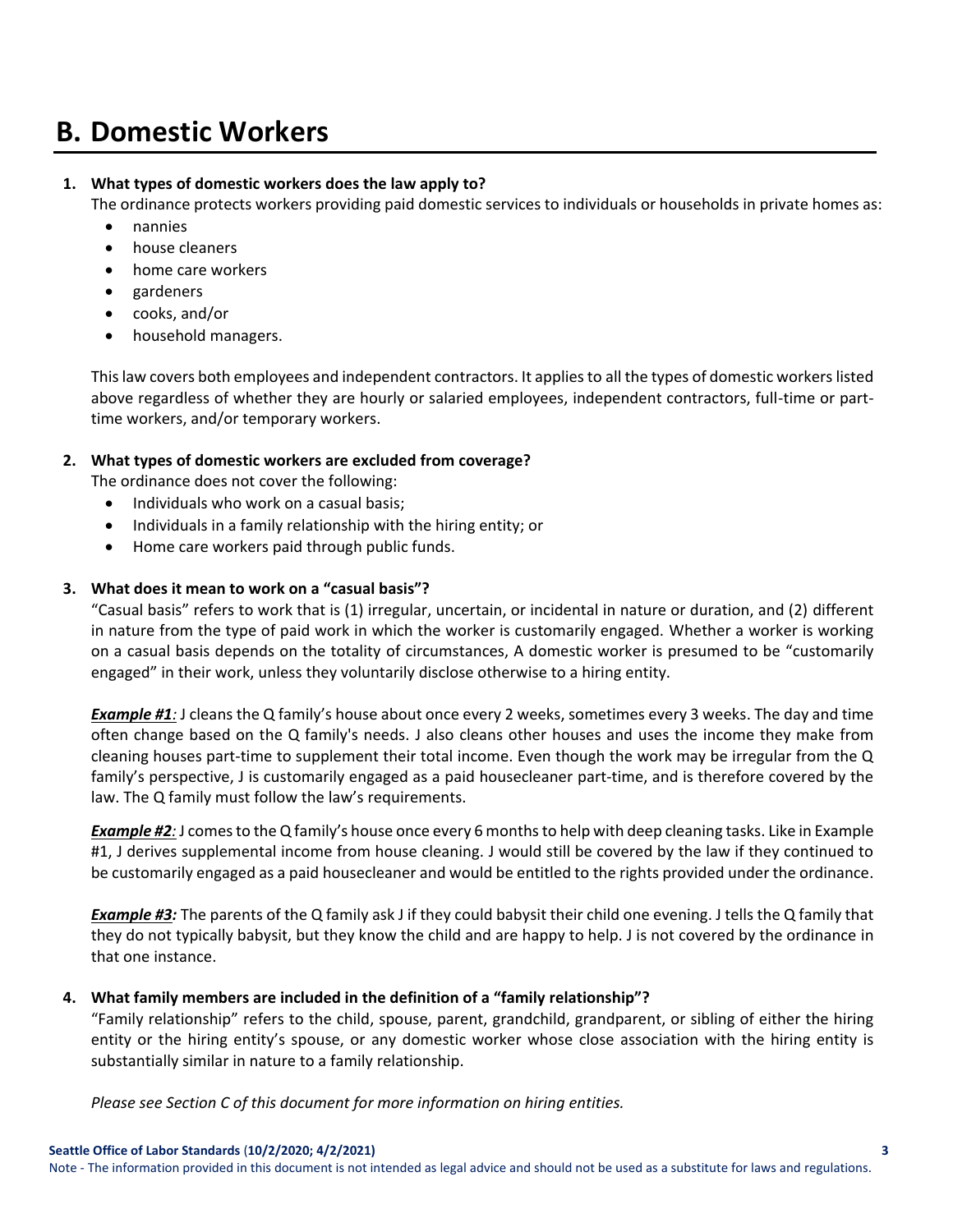# B. Domestic Workers

1. **What types of domestic workers does the law apply to?**
   The ordinance protects workers providing paid domestic services to individuals or households in private homes as:
   - nannies
   - house cleaners
   - home care workers
   - gardeners
   - cooks, and/or
   - household managers.

   This law covers both employees and independent contractors. It applies to all the types of domestic workers listed above regardless of whether they are hourly or salaried employees, independent contractors, full-time or part-time workers, and/or temporary workers.

2. **What types of domestic workers are excluded from coverage?**
   The ordinance does not cover the following:
   - Individuals who work on a casual basis;
   - Individuals in a family relationship with the hiring entity; or
   - Home care workers paid through public funds.

3. **What does it mean to work on a "casual basis"?**
   "Casual basis" refers to work that is (1) irregular, uncertain, or incidental in nature or duration, and (2) different in nature from the type of paid work in which the worker is customarily engaged. Whether a worker is working on a casual basis depends on the totality of circumstances, A domestic worker is presumed to be "customarily engaged" in their work, unless they voluntarily disclose otherwise to a hiring entity.

   ***Example #1****:* J cleans the Q family's house about once every 2 weeks, sometimes every 3 weeks. The day and time often change based on the Q family's needs. J also cleans other houses and uses the income they make from cleaning houses part-time to supplement their total income. Even though the work may be irregular from the Q family's perspective, J is customarily engaged as a paid housecleaner part-time, and is therefore covered by the law. The Q family must follow the law's requirements.

   ***Example #2****:* J comes to the Q family's house once every 6 months to help with deep cleaning tasks. Like in Example #1, J derives supplemental income from house cleaning. J would still be covered by the law if they continued to be customarily engaged as a paid housecleaner and would be entitled to the rights provided under the ordinance.

   ***Example #3:*** The parents of the Q family ask J if they could babysit their child one evening. J tells the Q family that they do not typically babysit, but they know the child and are happy to help. J is not covered by the ordinance in that one instance.

4. **What family members are included in the definition of a "family relationship"?**
   "Family relationship" refers to the child, spouse, parent, grandchild, grandparent, or sibling of either the hiring entity or the hiring entity's spouse, or any domestic worker whose close association with the hiring entity is substantially similar in nature to a family relationship.

   *Please see Section C of this document for more information on hiring entities.*

Note - The information provided in this document is not intended as legal advice and should not be used as a substitute for laws and regulations.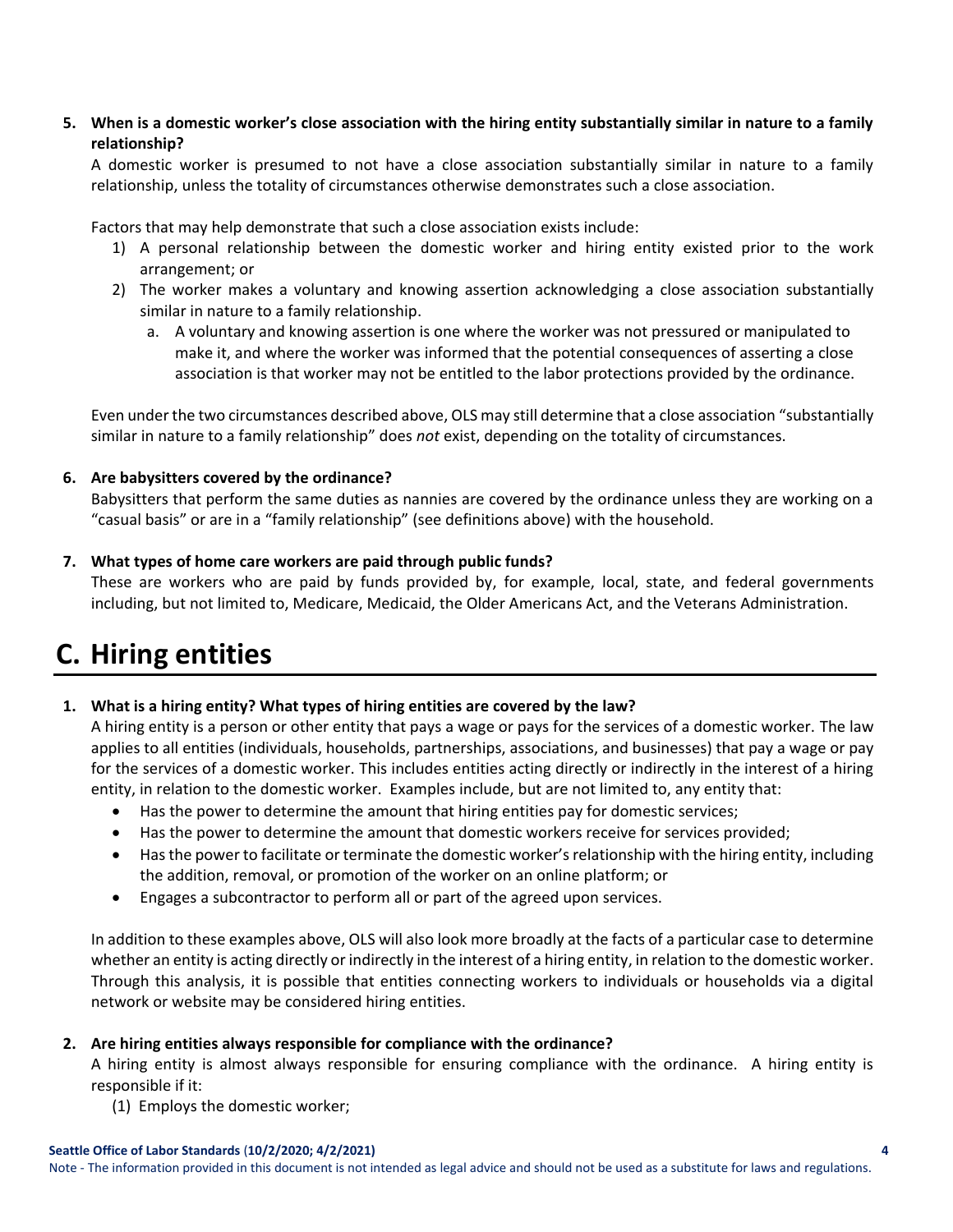**5. When is a domestic worker's close association with the hiring entity substantially similar in nature to a family relationship?**

A domestic worker is presumed to not have a close association substantially similar in nature to a family relationship, unless the totality of circumstances otherwise demonstrates such a close association.

Factors that may help demonstrate that such a close association exists include:

1) A personal relationship between the domestic worker and hiring entity existed prior to the work arrangement; or
2) The worker makes a voluntary and knowing assertion acknowledging a close association substantially similar in nature to a family relationship.
    a. A voluntary and knowing assertion is one where the worker was not pressured or manipulated to make it, and where the worker was informed that the potential consequences of asserting a close association is that worker may not be entitled to the labor protections provided by the ordinance.

Even under the two circumstances described above, OLS may still determine that a close association "substantially similar in nature to a family relationship" does *not* exist, depending on the totality of circumstances.

**6. Are babysitters covered by the ordinance?**

Babysitters that perform the same duties as nannies are covered by the ordinance unless they are working on a "casual basis" or are in a "family relationship" (see definitions above) with the household.

**7. What types of home care workers are paid through public funds?**

These are workers who are paid by funds provided by, for example, local, state, and federal governments including, but not limited to, Medicare, Medicaid, the Older Americans Act, and the Veterans Administration.

# C. Hiring entities

**1. What is a hiring entity? What types of hiring entities are covered by the law?**

A hiring entity is a person or other entity that pays a wage or pays for the services of a domestic worker. The law applies to all entities (individuals, households, partnerships, associations, and businesses) that pay a wage or pay for the services of a domestic worker. This includes entities acting directly or indirectly in the interest of a hiring entity, in relation to the domestic worker. Examples include, but are not limited to, any entity that:

- Has the power to determine the amount that hiring entities pay for domestic services;
- Has the power to determine the amount that domestic workers receive for services provided;
- Has the power to facilitate or terminate the domestic worker's relationship with the hiring entity, including the addition, removal, or promotion of the worker on an online platform; or
- Engages a subcontractor to perform all or part of the agreed upon services.

In addition to these examples above, OLS will also look more broadly at the facts of a particular case to determine whether an entity is acting directly or indirectly in the interest of a hiring entity, in relation to the domestic worker. Through this analysis, it is possible that entities connecting workers to individuals or households via a digital network or website may be considered hiring entities.

**2. Are hiring entities always responsible for compliance with the ordinance?**

A hiring entity is almost always responsible for ensuring compliance with the ordinance. A hiring entity is responsible if it:

(1) Employs the domestic worker;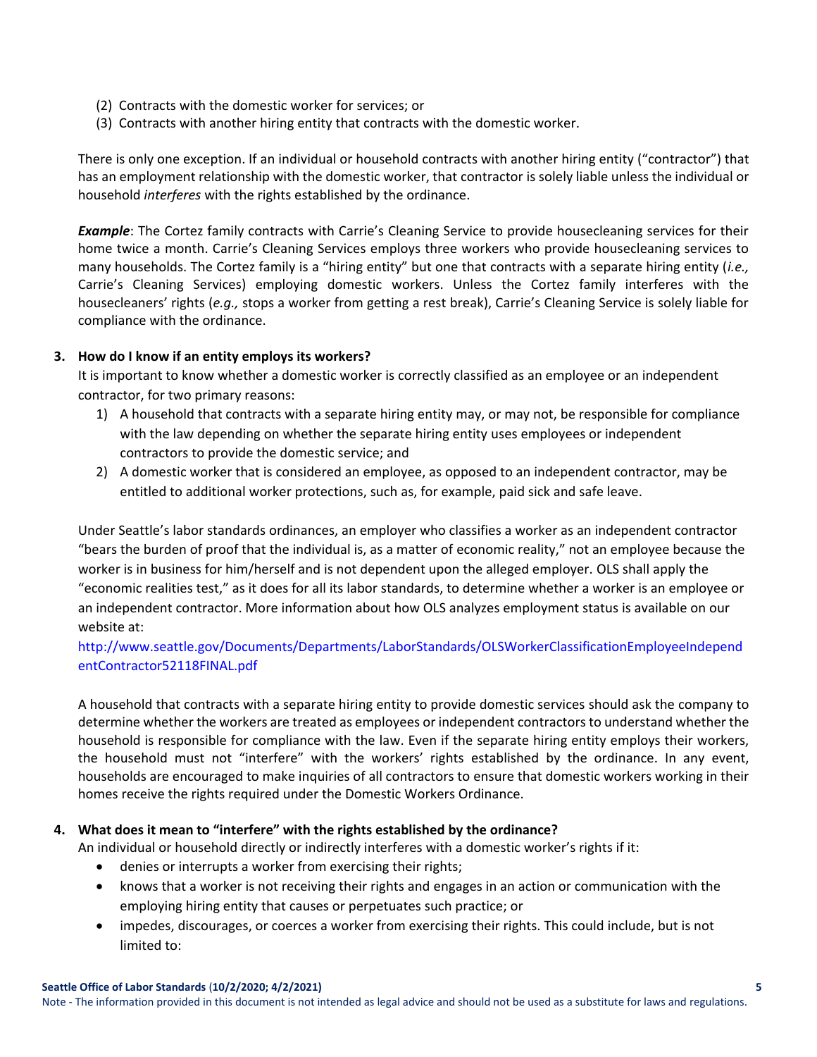(2) Contracts with the domestic worker for services; or
(3) Contracts with another hiring entity that contracts with the domestic worker.

There is only one exception. If an individual or household contracts with another hiring entity ("contractor") that has an employment relationship with the domestic worker, that contractor is solely liable unless the individual or household *interferes* with the rights established by the ordinance.

***Example***: The Cortez family contracts with Carrie's Cleaning Service to provide housecleaning services for their home twice a month. Carrie's Cleaning Services employs three workers who provide housecleaning services to many households. The Cortez family is a "hiring entity" but one that contracts with a separate hiring entity (*i.e.,* Carrie's Cleaning Services) employing domestic workers. Unless the Cortez family interferes with the housecleaners' rights (*e.g.,* stops a worker from getting a rest break), Carrie's Cleaning Service is solely liable for compliance with the ordinance.

**3. How do I know if an entity employs its workers?**

It is important to know whether a domestic worker is correctly classified as an employee or an independent contractor, for two primary reasons:

1) A household that contracts with a separate hiring entity may, or may not, be responsible for compliance with the law depending on whether the separate hiring entity uses employees or independent contractors to provide the domestic service; and
2) A domestic worker that is considered an employee, as opposed to an independent contractor, may be entitled to additional worker protections, such as, for example, paid sick and safe leave.

Under Seattle's labor standards ordinances, an employer who classifies a worker as an independent contractor "bears the burden of proof that the individual is, as a matter of economic reality," not an employee because the worker is in business for him/herself and is not dependent upon the alleged employer. OLS shall apply the "economic realities test," as it does for all its labor standards, to determine whether a worker is an employee or an independent contractor. More information about how OLS analyzes employment status is available on our website at:

http://www.seattle.gov/Documents/Departments/LaborStandards/OLSWorkerClassificationEmployeeIndependentContractor52118FINAL.pdf

A household that contracts with a separate hiring entity to provide domestic services should ask the company to determine whether the workers are treated as employees or independent contractors to understand whether the household is responsible for compliance with the law. Even if the separate hiring entity employs their workers, the household must not "interfere" with the workers' rights established by the ordinance. In any event, households are encouraged to make inquiries of all contractors to ensure that domestic workers working in their homes receive the rights required under the Domestic Workers Ordinance.

**4. What does it mean to "interfere" with the rights established by the ordinance?**

An individual or household directly or indirectly interferes with a domestic worker's rights if it:

- denies or interrupts a worker from exercising their rights;
- knows that a worker is not receiving their rights and engages in an action or communication with the employing hiring entity that causes or perpetuates such practice; or
- impedes, discourages, or coerces a worker from exercising their rights. This could include, but is not limited to: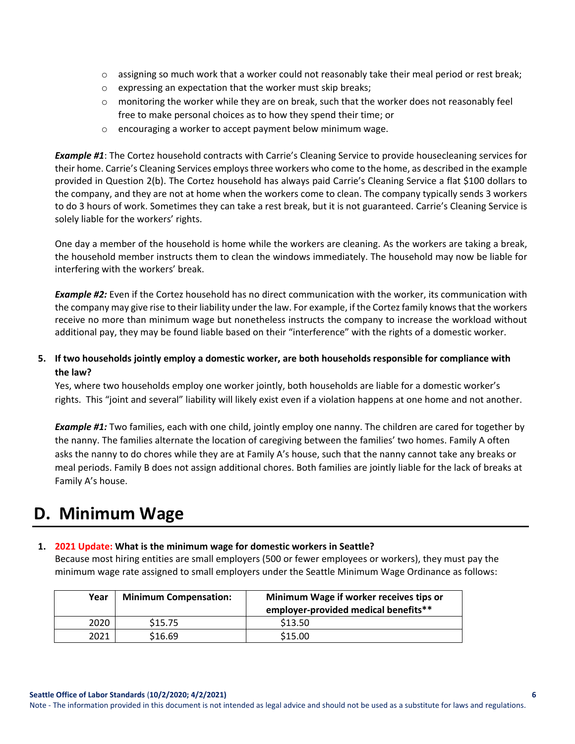- assigning so much work that a worker could not reasonably take their meal period or rest break;
- expressing an expectation that the worker must skip breaks;
- monitoring the worker while they are on break, such that the worker does not reasonably feel free to make personal choices as to how they spend their time; or
- encouraging a worker to accept payment below minimum wage.

***Example #1***: The Cortez household contracts with Carrie's Cleaning Service to provide housecleaning services for their home. Carrie's Cleaning Services employs three workers who come to the home, as described in the example provided in Question 2(b). The Cortez household has always paid Carrie's Cleaning Service a flat $100 dollars to the company, and they are not at home when the workers come to clean. The company typically sends 3 workers to do 3 hours of work. Sometimes they can take a rest break, but it is not guaranteed. Carrie's Cleaning Service is solely liable for the workers' rights.

One day a member of the household is home while the workers are cleaning. As the workers are taking a break, the household member instructs them to clean the windows immediately. The household may now be liable for interfering with the workers' break.

***Example #2:*** Even if the Cortez household has no direct communication with the worker, its communication with the company may give rise to their liability under the law. For example, if the Cortez family knows that the workers receive no more than minimum wage but nonetheless instructs the company to increase the workload without additional pay, they may be found liable based on their "interference" with the rights of a domestic worker.

**5. If two households jointly employ a domestic worker, are both households responsible for compliance with the law?**

Yes, where two households employ one worker jointly, both households are liable for a domestic worker's rights. This "joint and several" liability will likely exist even if a violation happens at one home and not another.

***Example #1:*** Two families, each with one child, jointly employ one nanny. The children are cared for together by the nanny. The families alternate the location of caregiving between the families' two homes. Family A often asks the nanny to do chores while they are at Family A's house, such that the nanny cannot take any breaks or meal periods. Family B does not assign additional chores. Both families are jointly liable for the lack of breaks at Family A's house.

# D. Minimum Wage

**1. 2021 Update: What is the minimum wage for domestic workers in Seattle?**

Because most hiring entities are small employers (500 or fewer employees or workers), they must pay the minimum wage rate assigned to small employers under the Seattle Minimum Wage Ordinance as follows:

| Year | Minimum Compensation: | Minimum Wage if worker receives tips or employer-provided medical benefits** |
|---|---|---|
| 2020 | $15.75 | $13.50 |
| 2021 | $16.69 | $15.00 |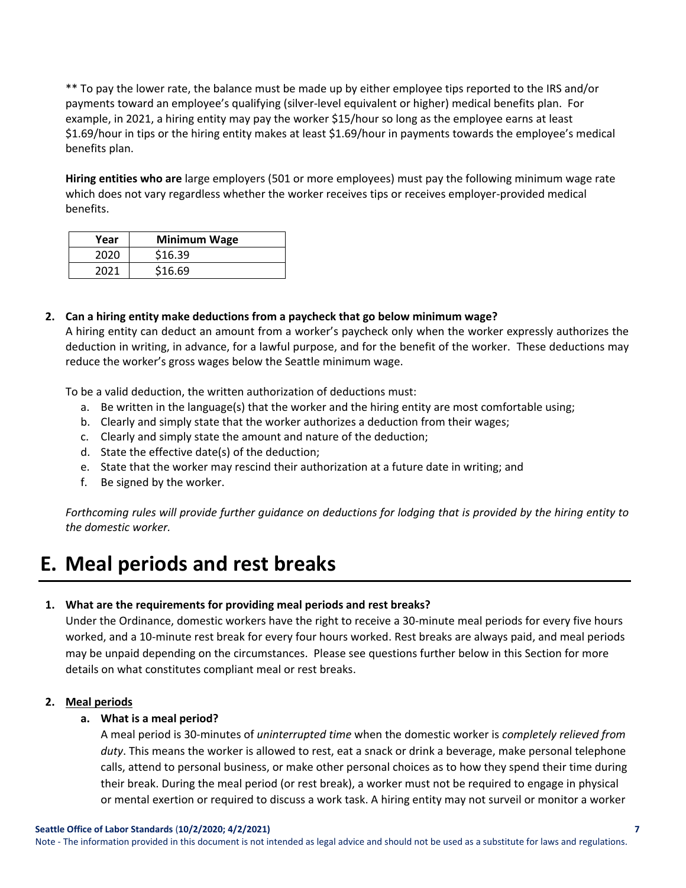** To pay the lower rate, the balance must be made up by either employee tips reported to the IRS and/or payments toward an employee's qualifying (silver-level equivalent or higher) medical benefits plan. For example, in 2021, a hiring entity may pay the worker $15/hour so long as the employee earns at least $1.69/hour in tips or the hiring entity makes at least $1.69/hour in payments towards the employee's medical benefits plan.

**Hiring entities who are** large employers (501 or more employees) must pay the following minimum wage rate which does not vary regardless whether the worker receives tips or receives employer-provided medical benefits.

| Year | Minimum Wage |
|---|---|
| 2020 | $16.39 |
| 2021 | $16.69 |

2. **Can a hiring entity make deductions from a paycheck that go below minimum wage?**
   A hiring entity can deduct an amount from a worker's paycheck only when the worker expressly authorizes the deduction in writing, in advance, for a lawful purpose, and for the benefit of the worker. These deductions may reduce the worker's gross wages below the Seattle minimum wage.

   To be a valid deduction, the written authorization of deductions must:

   a. Be written in the language(s) that the worker and the hiring entity are most comfortable using;
   b. Clearly and simply state that the worker authorizes a deduction from their wages;
   c. Clearly and simply state the amount and nature of the deduction;
   d. State the effective date(s) of the deduction;
   e. State that the worker may rescind their authorization at a future date in writing; and
   f. Be signed by the worker.

   *Forthcoming rules will provide further guidance on deductions for lodging that is provided by the hiring entity to the domestic worker.*

# E. Meal periods and rest breaks

1. **What are the requirements for providing meal periods and rest breaks?**
   Under the Ordinance, domestic workers have the right to receive a 30-minute meal periods for every five hours worked, and a 10-minute rest break for every four hours worked. Rest breaks are always paid, and meal periods may be unpaid depending on the circumstances. Please see questions further below in this Section for more details on what constitutes compliant meal or rest breaks.

2. <u>**Meal periods**</u>

   a. **What is a meal period?**
   A meal period is 30-minutes of *uninterrupted time* when the domestic worker is *completely relieved from duty*. This means the worker is allowed to rest, eat a snack or drink a beverage, make personal telephone calls, attend to personal business, or make other personal choices as to how they spend their time during their break. During the meal period (or rest break), a worker must not be required to engage in physical or mental exertion or required to discuss a work task. A hiring entity may not surveil or monitor a worker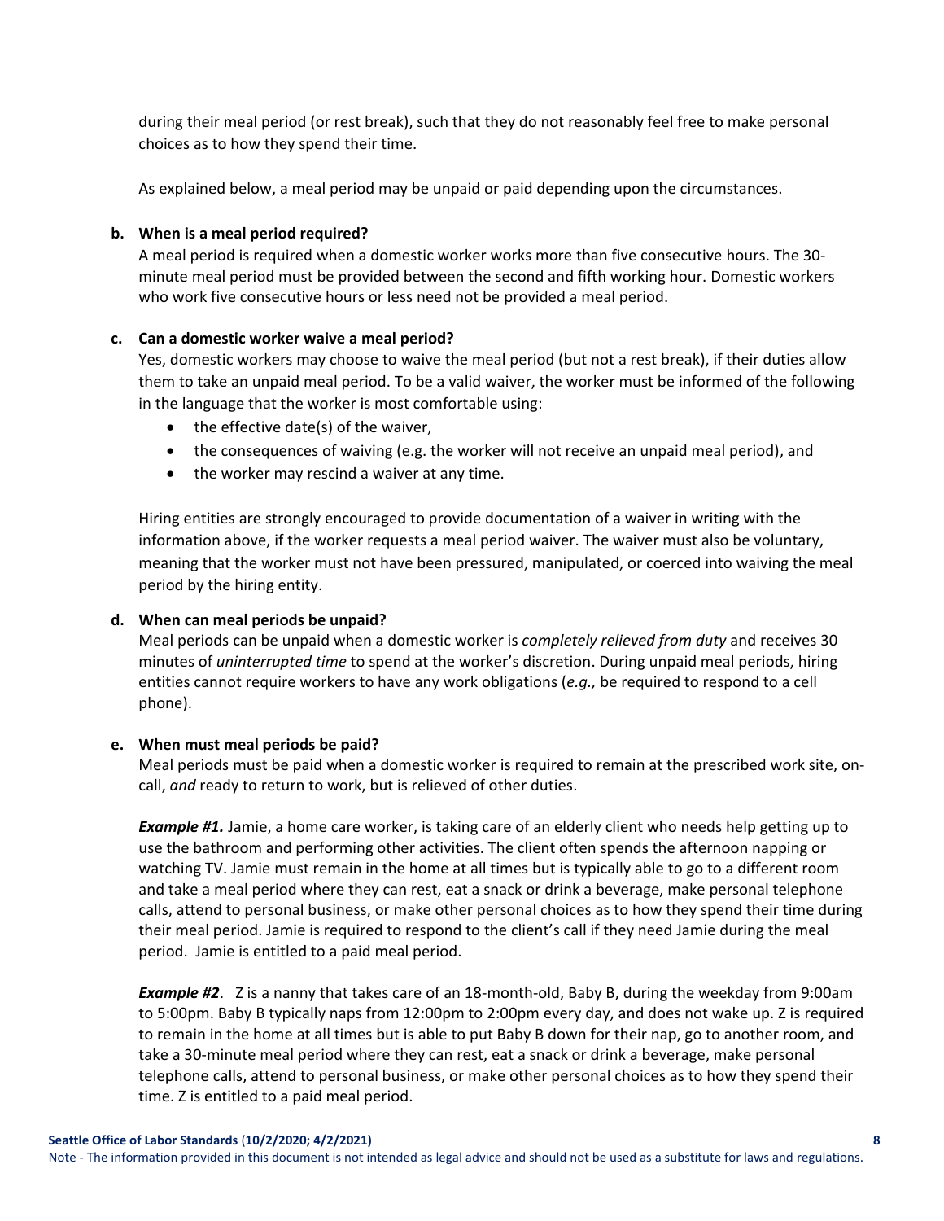during their meal period (or rest break), such that they do not reasonably feel free to make personal choices as to how they spend their time.

As explained below, a meal period may be unpaid or paid depending upon the circumstances.

**b. When is a meal period required?**

A meal period is required when a domestic worker works more than five consecutive hours. The 30-minute meal period must be provided between the second and fifth working hour. Domestic workers who work five consecutive hours or less need not be provided a meal period.

**c. Can a domestic worker waive a meal period?**

Yes, domestic workers may choose to waive the meal period (but not a rest break), if their duties allow them to take an unpaid meal period. To be a valid waiver, the worker must be informed of the following in the language that the worker is most comfortable using:

- the effective date(s) of the waiver,
- the consequences of waiving (e.g. the worker will not receive an unpaid meal period), and
- the worker may rescind a waiver at any time.

Hiring entities are strongly encouraged to provide documentation of a waiver in writing with the information above, if the worker requests a meal period waiver. The waiver must also be voluntary, meaning that the worker must not have been pressured, manipulated, or coerced into waiving the meal period by the hiring entity.

**d. When can meal periods be unpaid?**

Meal periods can be unpaid when a domestic worker is *completely relieved from duty* and receives 30 minutes of *uninterrupted time* to spend at the worker's discretion. During unpaid meal periods, hiring entities cannot require workers to have any work obligations (*e.g.,* be required to respond to a cell phone).

**e. When must meal periods be paid?**

Meal periods must be paid when a domestic worker is required to remain at the prescribed work site, on-call, *and* ready to return to work, but is relieved of other duties.

***Example #1.*** Jamie, a home care worker, is taking care of an elderly client who needs help getting up to use the bathroom and performing other activities. The client often spends the afternoon napping or watching TV. Jamie must remain in the home at all times but is typically able to go to a different room and take a meal period where they can rest, eat a snack or drink a beverage, make personal telephone calls, attend to personal business, or make other personal choices as to how they spend their time during their meal period. Jamie is required to respond to the client's call if they need Jamie during the meal period. Jamie is entitled to a paid meal period.

***Example #2***. Z is a nanny that takes care of an 18-month-old, Baby B, during the weekday from 9:00am to 5:00pm. Baby B typically naps from 12:00pm to 2:00pm every day, and does not wake up. Z is required to remain in the home at all times but is able to put Baby B down for their nap, go to another room, and take a 30-minute meal period where they can rest, eat a snack or drink a beverage, make personal telephone calls, attend to personal business, or make other personal choices as to how they spend their time. Z is entitled to a paid meal period.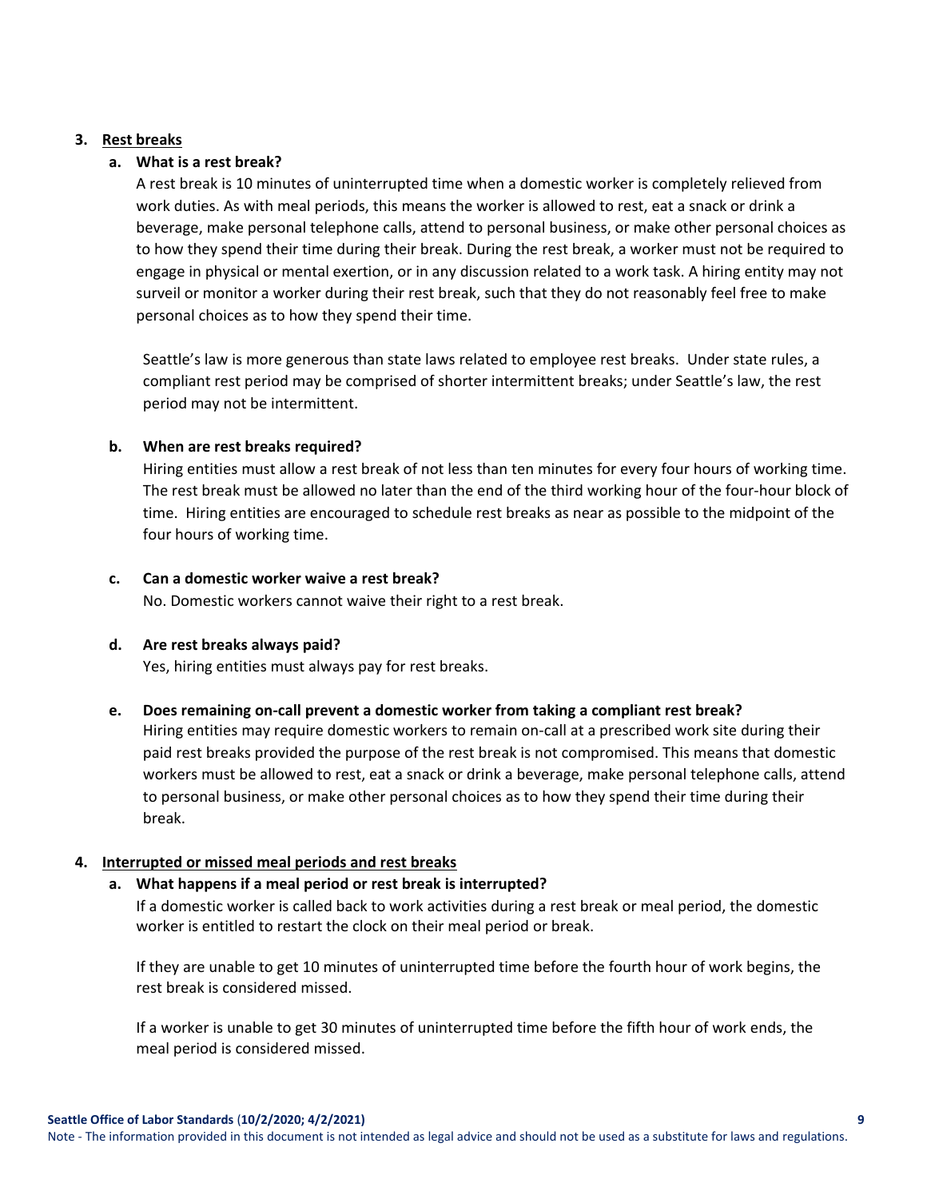3. **Rest breaks**

   a. **What is a rest break?**

   A rest break is 10 minutes of uninterrupted time when a domestic worker is completely relieved from work duties. As with meal periods, this means the worker is allowed to rest, eat a snack or drink a beverage, make personal telephone calls, attend to personal business, or make other personal choices as to how they spend their time during their break. During the rest break, a worker must not be required to engage in physical or mental exertion, or in any discussion related to a work task. A hiring entity may not surveil or monitor a worker during their rest break, such that they do not reasonably feel free to make personal choices as to how they spend their time.

   Seattle's law is more generous than state laws related to employee rest breaks. Under state rules, a compliant rest period may be comprised of shorter intermittent breaks; under Seattle's law, the rest period may not be intermittent.

   b. **When are rest breaks required?**

   Hiring entities must allow a rest break of not less than ten minutes for every four hours of working time. The rest break must be allowed no later than the end of the third working hour of the four-hour block of time. Hiring entities are encouraged to schedule rest breaks as near as possible to the midpoint of the four hours of working time.

   c. **Can a domestic worker waive a rest break?**

   No. Domestic workers cannot waive their right to a rest break.

   d. **Are rest breaks always paid?**

   Yes, hiring entities must always pay for rest breaks.

   e. **Does remaining on-call prevent a domestic worker from taking a compliant rest break?**

   Hiring entities may require domestic workers to remain on-call at a prescribed work site during their paid rest breaks provided the purpose of the rest break is not compromised. This means that domestic workers must be allowed to rest, eat a snack or drink a beverage, make personal telephone calls, attend to personal business, or make other personal choices as to how they spend their time during their break.

4. **Interrupted or missed meal periods and rest breaks**

   a. **What happens if a meal period or rest break is interrupted?**

   If a domestic worker is called back to work activities during a rest break or meal period, the domestic worker is entitled to restart the clock on their meal period or break.

   If they are unable to get 10 minutes of uninterrupted time before the fourth hour of work begins, the rest break is considered missed.

   If a worker is unable to get 30 minutes of uninterrupted time before the fifth hour of work ends, the meal period is considered missed.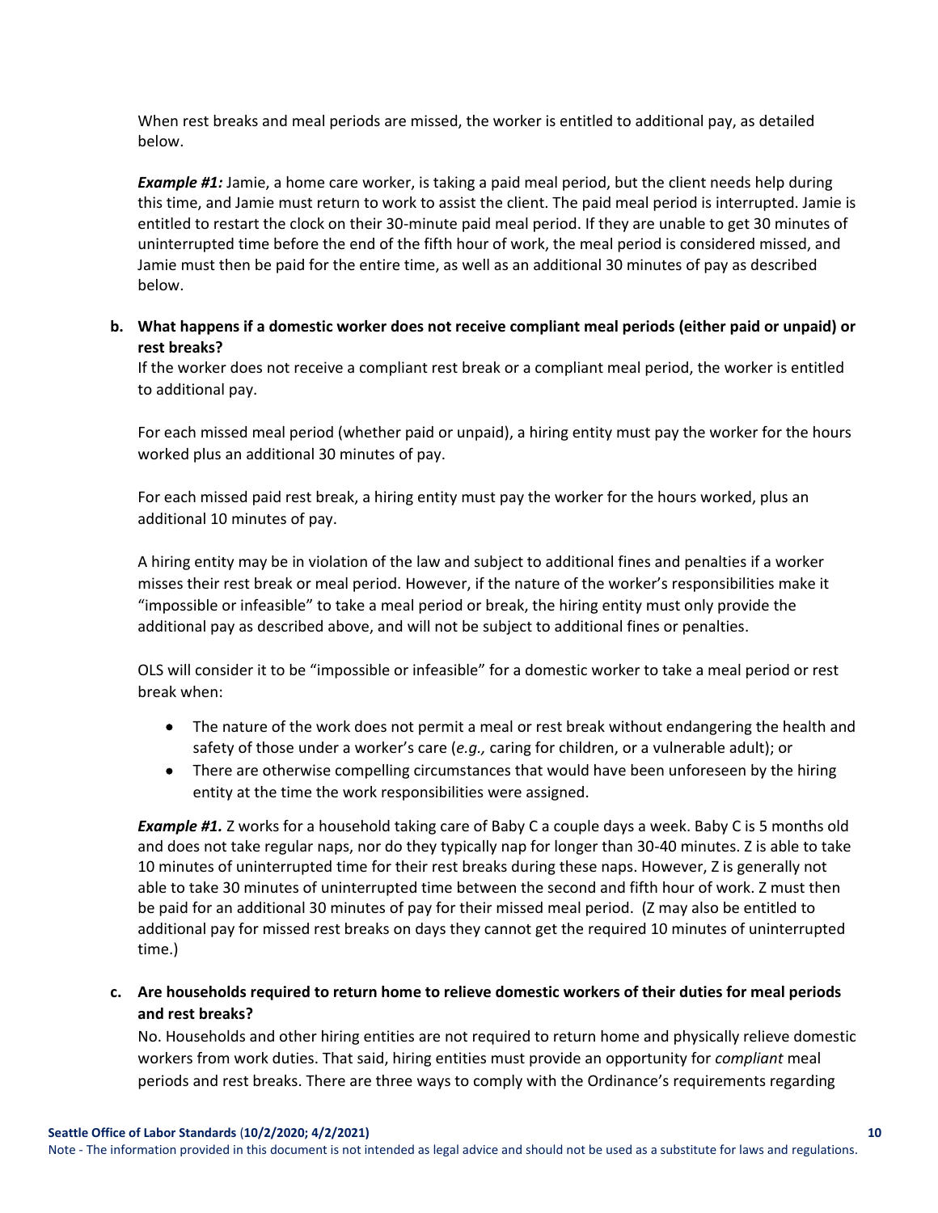When rest breaks and meal periods are missed, the worker is entitled to additional pay, as detailed below.

***Example #1:*** Jamie, a home care worker, is taking a paid meal period, but the client needs help during this time, and Jamie must return to work to assist the client. The paid meal period is interrupted. Jamie is entitled to restart the clock on their 30-minute paid meal period. If they are unable to get 30 minutes of uninterrupted time before the end of the fifth hour of work, the meal period is considered missed, and Jamie must then be paid for the entire time, as well as an additional 30 minutes of pay as described below.

**b. What happens if a domestic worker does not receive compliant meal periods (either paid or unpaid) or rest breaks?**

If the worker does not receive a compliant rest break or a compliant meal period, the worker is entitled to additional pay.

For each missed meal period (whether paid or unpaid), a hiring entity must pay the worker for the hours worked plus an additional 30 minutes of pay.

For each missed paid rest break, a hiring entity must pay the worker for the hours worked, plus an additional 10 minutes of pay.

A hiring entity may be in violation of the law and subject to additional fines and penalties if a worker misses their rest break or meal period. However, if the nature of the worker's responsibilities make it "impossible or infeasible" to take a meal period or break, the hiring entity must only provide the additional pay as described above, and will not be subject to additional fines or penalties.

OLS will consider it to be "impossible or infeasible" for a domestic worker to take a meal period or rest break when:

- The nature of the work does not permit a meal or rest break without endangering the health and safety of those under a worker's care (*e.g.,* caring for children, or a vulnerable adult); or
- There are otherwise compelling circumstances that would have been unforeseen by the hiring entity at the time the work responsibilities were assigned.

***Example #1.*** Z works for a household taking care of Baby C a couple days a week. Baby C is 5 months old and does not take regular naps, nor do they typically nap for longer than 30-40 minutes. Z is able to take 10 minutes of uninterrupted time for their rest breaks during these naps. However, Z is generally not able to take 30 minutes of uninterrupted time between the second and fifth hour of work. Z must then be paid for an additional 30 minutes of pay for their missed meal period. (Z may also be entitled to additional pay for missed rest breaks on days they cannot get the required 10 minutes of uninterrupted time.)

**c. Are households required to return home to relieve domestic workers of their duties for meal periods and rest breaks?**

No. Households and other hiring entities are not required to return home and physically relieve domestic workers from work duties. That said, hiring entities must provide an opportunity for *compliant* meal periods and rest breaks. There are three ways to comply with the Ordinance's requirements regarding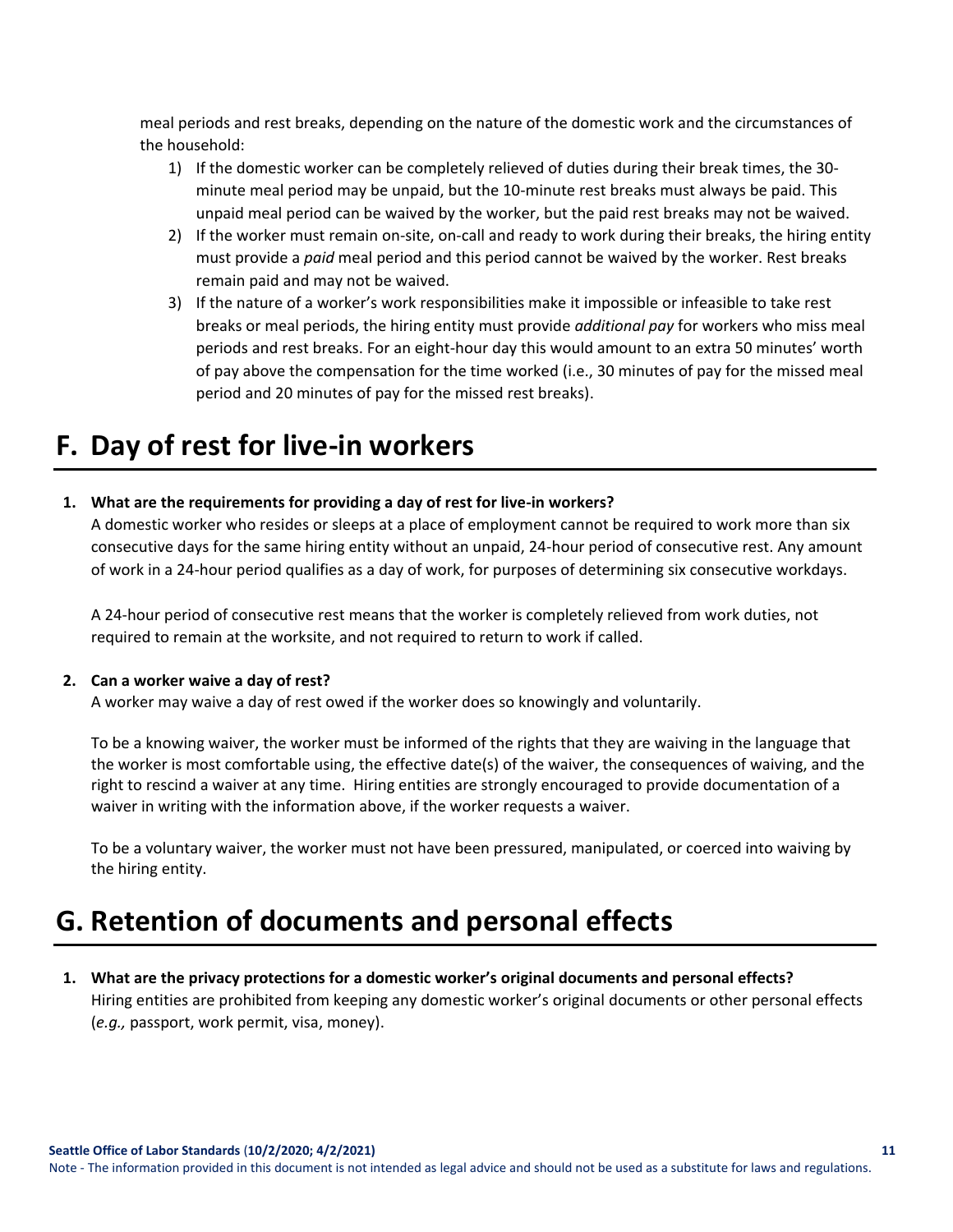meal periods and rest breaks, depending on the nature of the domestic work and the circumstances of the household:

1) If the domestic worker can be completely relieved of duties during their break times, the 30-minute meal period may be unpaid, but the 10-minute rest breaks must always be paid. This unpaid meal period can be waived by the worker, but the paid rest breaks may not be waived.
2) If the worker must remain on-site, on-call and ready to work during their breaks, the hiring entity must provide a *paid* meal period and this period cannot be waived by the worker. Rest breaks remain paid and may not be waived.
3) If the nature of a worker's work responsibilities make it impossible or infeasible to take rest breaks or meal periods, the hiring entity must provide *additional pay* for workers who miss meal periods and rest breaks. For an eight-hour day this would amount to an extra 50 minutes' worth of pay above the compensation for the time worked (i.e., 30 minutes of pay for the missed meal period and 20 minutes of pay for the missed rest breaks).

# F. Day of rest for live-in workers

1. **What are the requirements for providing a day of rest for live-in workers?**
   A domestic worker who resides or sleeps at a place of employment cannot be required to work more than six consecutive days for the same hiring entity without an unpaid, 24-hour period of consecutive rest. Any amount of work in a 24-hour period qualifies as a day of work, for purposes of determining six consecutive workdays.

   A 24-hour period of consecutive rest means that the worker is completely relieved from work duties, not required to remain at the worksite, and not required to return to work if called.

2. **Can a worker waive a day of rest?**
   A worker may waive a day of rest owed if the worker does so knowingly and voluntarily.

   To be a knowing waiver, the worker must be informed of the rights that they are waiving in the language that the worker is most comfortable using, the effective date(s) of the waiver, the consequences of waiving, and the right to rescind a waiver at any time. Hiring entities are strongly encouraged to provide documentation of a waiver in writing with the information above, if the worker requests a waiver.

   To be a voluntary waiver, the worker must not have been pressured, manipulated, or coerced into waiving by the hiring entity.

# G. Retention of documents and personal effects

1. **What are the privacy protections for a domestic worker's original documents and personal effects?**
   Hiring entities are prohibited from keeping any domestic worker's original documents or other personal effects (*e.g.,* passport, work permit, visa, money).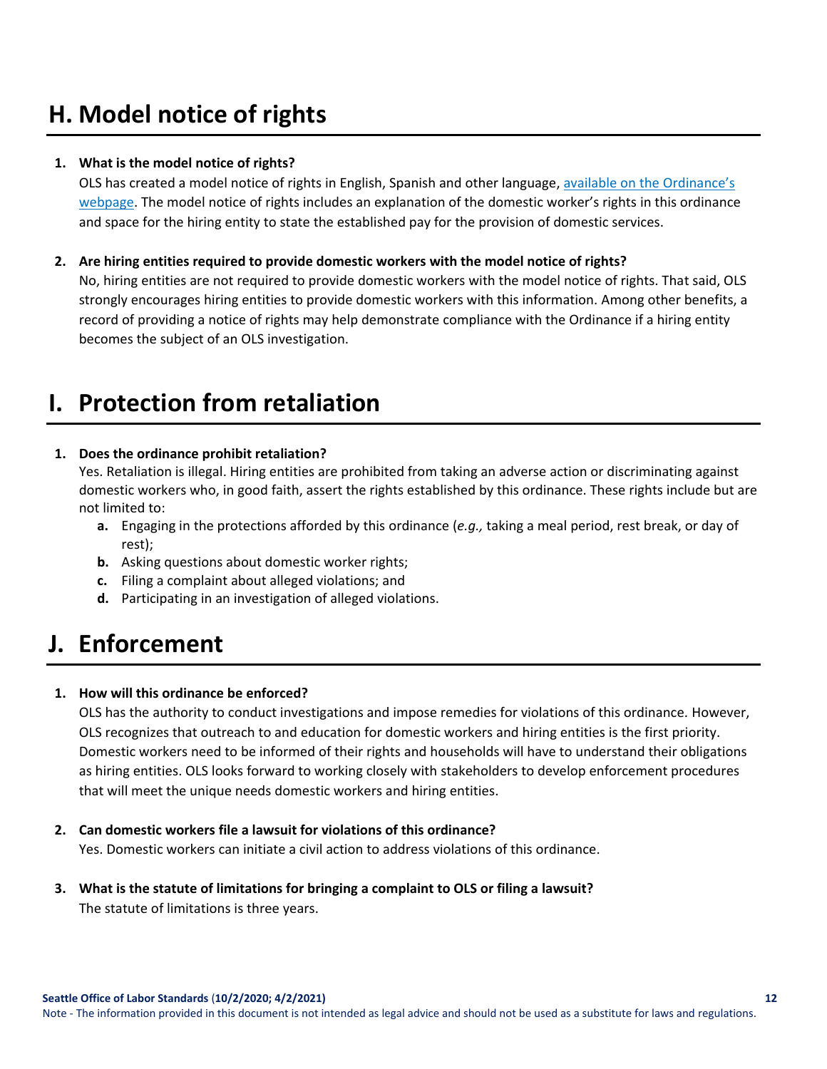## H. Model notice of rights

1. **What is the model notice of rights?**
   OLS has created a model notice of rights in English, Spanish and other language, [available on the Ordinance's webpage](). The model notice of rights includes an explanation of the domestic worker's rights in this ordinance and space for the hiring entity to state the established pay for the provision of domestic services.

2. **Are hiring entities required to provide domestic workers with the model notice of rights?**
   No, hiring entities are not required to provide domestic workers with the model notice of rights. That said, OLS strongly encourages hiring entities to provide domestic workers with this information. Among other benefits, a record of providing a notice of rights may help demonstrate compliance with the Ordinance if a hiring entity becomes the subject of an OLS investigation.

## I. Protection from retaliation

1. **Does the ordinance prohibit retaliation?**
   Yes. Retaliation is illegal. Hiring entities are prohibited from taking an adverse action or discriminating against domestic workers who, in good faith, assert the rights established by this ordinance. These rights include but are not limited to:
   - **a.** Engaging in the protections afforded by this ordinance (*e.g.,* taking a meal period, rest break, or day of rest);
   - **b.** Asking questions about domestic worker rights;
   - **c.** Filing a complaint about alleged violations; and
   - **d.** Participating in an investigation of alleged violations.

## J. Enforcement

1. **How will this ordinance be enforced?**
   OLS has the authority to conduct investigations and impose remedies for violations of this ordinance. However, OLS recognizes that outreach to and education for domestic workers and hiring entities is the first priority. Domestic workers need to be informed of their rights and households will have to understand their obligations as hiring entities. OLS looks forward to working closely with stakeholders to develop enforcement procedures that will meet the unique needs domestic workers and hiring entities.

2. **Can domestic workers file a lawsuit for violations of this ordinance?**
   Yes. Domestic workers can initiate a civil action to address violations of this ordinance.

3. **What is the statute of limitations for bringing a complaint to OLS or filing a lawsuit?**
   The statute of limitations is three years.